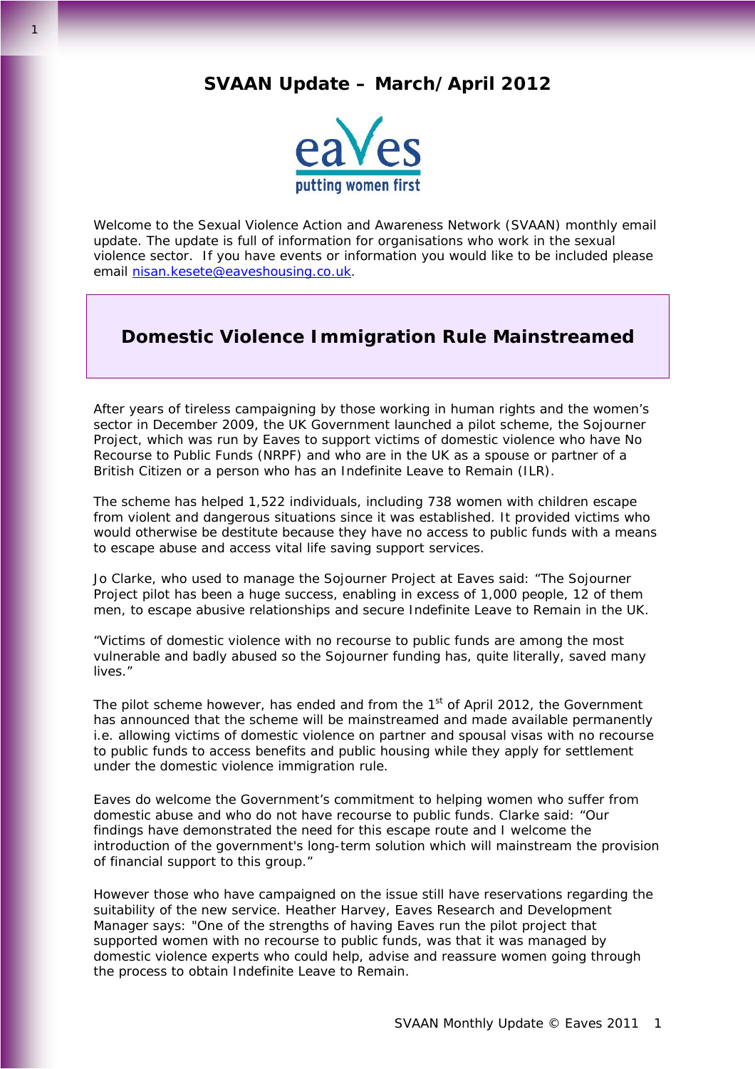# SVAAN Update – March/April 2012

eaVes putting women first

Welcome to the Sexual Violence Action and Awareness Network (SVAAN) monthly email update. The update is full of information for organisations who work in the sexual violence sector. If you have events or information you would like to be included please email nisan.kesete@eaveshousing.co.uk.

## Domestic Violence Immigration Rule Mainstreamed

After years of tireless campaigning by those working in human rights and the women's sector in December 2009, the UK Government launched a pilot scheme, the Sojourner Project, which was run by Eaves to support victims of domestic violence who have No Recourse to Public Funds (NRPF) and who are in the UK as a spouse or partner of a British Citizen or a person who has an Indefinite Leave to Remain (ILR).

The scheme has helped 1,522 individuals, including 738 women with children escape from violent and dangerous situations since it was established. It provided victims who would otherwise be destitute because they have no access to public funds with a means to escape abuse and access vital life saving support services.

Jo Clarke, who used to manage the Sojourner Project at Eaves said: "The Sojourner Project pilot has been a huge success, enabling in excess of 1,000 people, 12 of them men, to escape abusive relationships and secure Indefinite Leave to Remain in the UK.

"Victims of domestic violence with no recourse to public funds are among the most vulnerable and badly abused so the Sojourner funding has, quite literally, saved many lives."

The pilot scheme however, has ended and from the 1st of April 2012, the Government has announced that the scheme will be mainstreamed and made available permanently i.e. allowing victims of domestic violence on partner and spousal visas with no recourse to public funds to access benefits and public housing while they apply for settlement under the domestic violence immigration rule.

Eaves do welcome the Government's commitment to helping women who suffer from domestic abuse and who do not have recourse to public funds. Clarke said: "Our findings have demonstrated the need for this escape route and I welcome the introduction of the government's long-term solution which will mainstream the provision of financial support to this group."

However those who have campaigned on the issue still have reservations regarding the suitability of the new service. Heather Harvey, Eaves Research and Development Manager says: "One of the strengths of having Eaves run the pilot project that supported women with no recourse to public funds, was that it was managed by domestic violence experts who could help, advise and reassure women going through the process to obtain Indefinite Leave to Remain.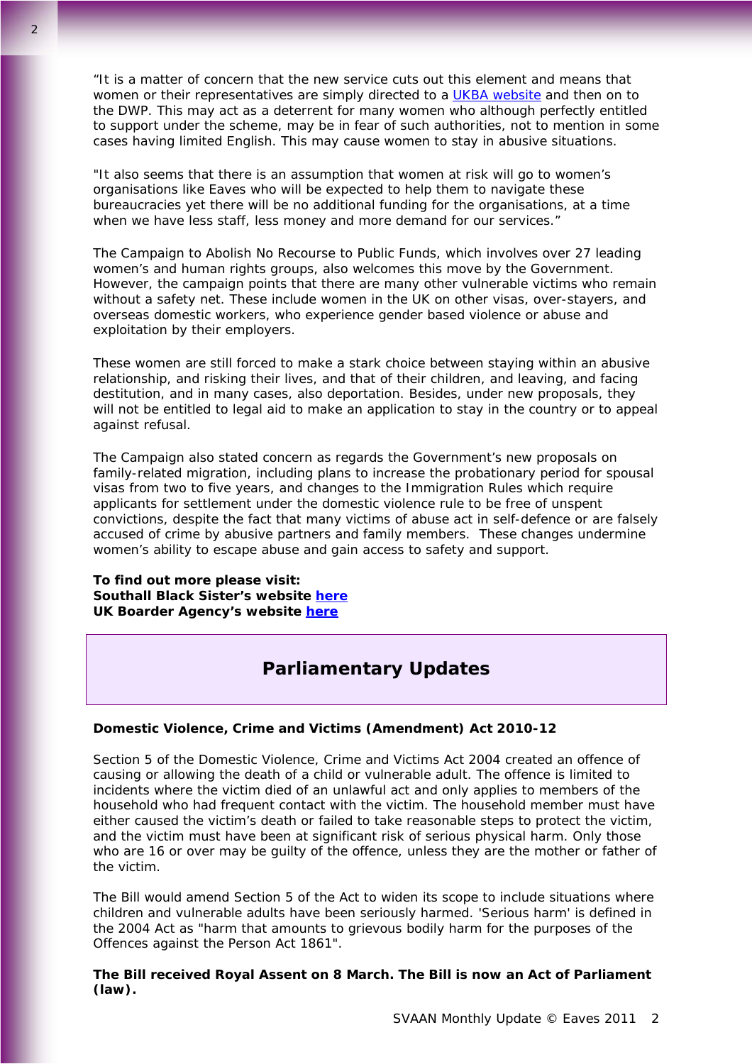"It is a matter of concern that the new service cuts out this element and means that women or their representatives are simply directed to a UKBA website and then on to the DWP. This may act as a deterrent for many women who although perfectly entitled to support under the scheme, may be in fear of such authorities, not to mention in some cases having limited English. This may cause women to stay in abusive situations.

"It also seems that there is an assumption that women at risk will go to women's organisations like Eaves who will be expected to help them to navigate these bureaucracies yet there will be no additional funding for the organisations, at a time when we have less staff, less money and more demand for our services."

The Campaign to Abolish No Recourse to Public Funds, which involves over 27 leading women's and human rights groups, also welcomes this move by the Government. However, the campaign points that there are many other vulnerable victims who remain without a safety net. These include women in the UK on other visas, over-stayers, and overseas domestic workers, who experience gender based violence or abuse and exploitation by their employers.

These women are still forced to make a stark choice between staying within an abusive relationship, and risking their lives, and that of their children, and leaving, and facing destitution, and in many cases, also deportation. Besides, under new proposals, they will not be entitled to legal aid to make an application to stay in the country or to appeal against refusal.

The Campaign also stated concern as regards the Government's new proposals on family-related migration, including plans to increase the probationary period for spousal visas from two to five years, and changes to the Immigration Rules which require applicants for settlement under the domestic violence rule to be free of unspent convictions, despite the fact that many victims of abuse act in self-defence or are falsely accused of crime by abusive partners and family members. These changes undermine women's ability to escape abuse and gain access to safety and support.

**To find out more please visit:**
**Southall Black Sister's website here**
**UK Boarder Agency's website here**

## Parliamentary Updates

**Domestic Violence, Crime and Victims (Amendment) Act 2010-12**

Section 5 of the Domestic Violence, Crime and Victims Act 2004 created an offence of causing or allowing the death of a child or vulnerable adult. The offence is limited to incidents where the victim died of an unlawful act and only applies to members of the household who had frequent contact with the victim. The household member must have either caused the victim's death or failed to take reasonable steps to protect the victim, and the victim must have been at significant risk of serious physical harm. Only those who are 16 or over may be guilty of the offence, unless they are the mother or father of the victim.

The Bill would amend Section 5 of the Act to widen its scope to include situations where children and vulnerable adults have been seriously harmed. 'Serious harm' is defined in the 2004 Act as "harm that amounts to grievous bodily harm for the purposes of the Offences against the Person Act 1861".

**The Bill received Royal Assent on 8 March. The Bill is now an Act of Parliament (law).**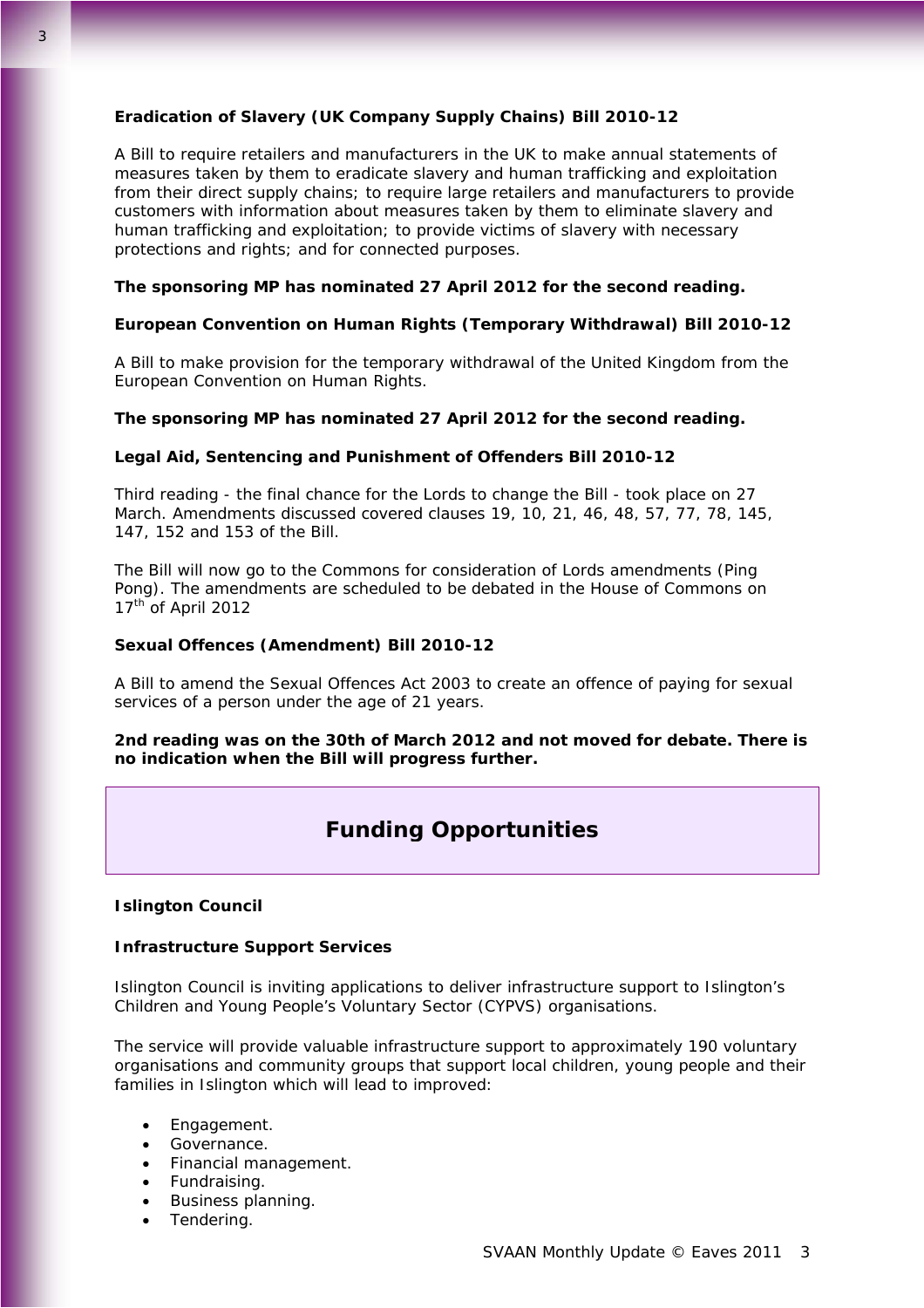**Eradication of Slavery (UK Company Supply Chains) Bill 2010-12**

A Bill to require retailers and manufacturers in the UK to make annual statements of measures taken by them to eradicate slavery and human trafficking and exploitation from their direct supply chains; to require large retailers and manufacturers to provide customers with information about measures taken by them to eliminate slavery and human trafficking and exploitation; to provide victims of slavery with necessary protections and rights; and for connected purposes.

**The sponsoring MP has nominated 27 April 2012 for the second reading.**

**European Convention on Human Rights (Temporary Withdrawal) Bill 2010-12**

A Bill to make provision for the temporary withdrawal of the United Kingdom from the European Convention on Human Rights.

**The sponsoring MP has nominated 27 April 2012 for the second reading.**

**Legal Aid, Sentencing and Punishment of Offenders Bill 2010-12**

Third reading - the final chance for the Lords to change the Bill - took place on 27 March. Amendments discussed covered clauses 19, 10, 21, 46, 48, 57, 77, 78, 145, 147, 152 and 153 of the Bill.

The Bill will now go to the Commons for consideration of Lords amendments (Ping Pong). The amendments are scheduled to be debated in the House of Commons on 17th of April 2012

**Sexual Offences (Amendment) Bill 2010-12**

A Bill to amend the Sexual Offences Act 2003 to create an offence of paying for sexual services of a person under the age of 21 years.

**2nd reading was on the 30th of March 2012 and not moved for debate. There is no indication when the Bill will progress further.**

## Funding Opportunities

**Islington Council**

**Infrastructure Support Services**

Islington Council is inviting applications to deliver infrastructure support to Islington's Children and Young People's Voluntary Sector (CYPVS) organisations.

The service will provide valuable infrastructure support to approximately 190 voluntary organisations and community groups that support local children, young people and their families in Islington which will lead to improved:

- Engagement.
- Governance.
- Financial management.
- Fundraising.
- Business planning.
- Tendering.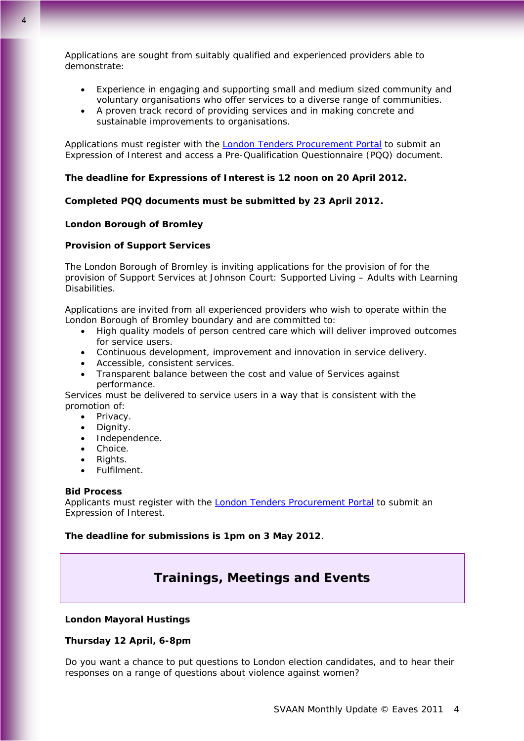Applications are sought from suitably qualified and experienced providers able to demonstrate:

- Experience in engaging and supporting small and medium sized community and voluntary organisations who offer services to a diverse range of communities.
- A proven track record of providing services and in making concrete and sustainable improvements to organisations.

Applications must register with the London Tenders Procurement Portal to submit an Expression of Interest and access a Pre-Qualification Questionnaire (PQQ) document.

**The deadline for Expressions of Interest is 12 noon on 20 April 2012.**

**Completed PQQ documents must be submitted by 23 April 2012.**

**London Borough of Bromley**

**Provision of Support Services**

The London Borough of Bromley is inviting applications for the provision of for the provision of Support Services at Johnson Court: Supported Living – Adults with Learning Disabilities.

Applications are invited from all experienced providers who wish to operate within the London Borough of Bromley boundary and are committed to:

- High quality models of person centred care which will deliver improved outcomes for service users.
- Continuous development, improvement and innovation in service delivery.
- Accessible, consistent services.
- Transparent balance between the cost and value of Services against performance.

Services must be delivered to service users in a way that is consistent with the promotion of:

- Privacy.
- Dignity.
- Independence.
- Choice.
- Rights.
- Fulfilment.

**Bid Process**
Applicants must register with the London Tenders Procurement Portal to submit an Expression of Interest.

**The deadline for submissions is 1pm on 3 May 2012**.

## Trainings, Meetings and Events

**London Mayoral Hustings**

**Thursday 12 April, 6-8pm**

Do you want a chance to put questions to London election candidates, and to hear their responses on a range of questions about violence against women?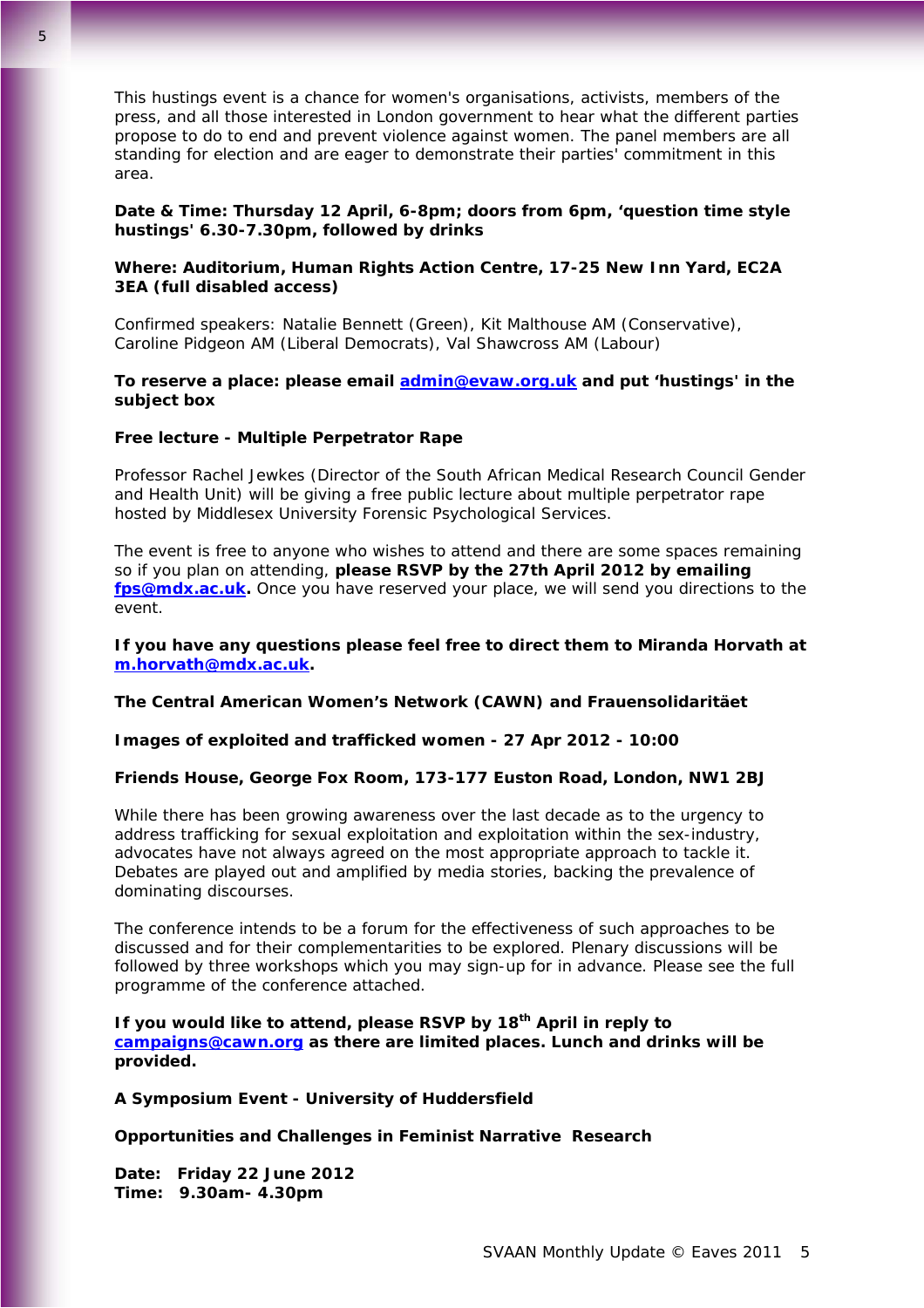This hustings event is a chance for women's organisations, activists, members of the press, and all those interested in London government to hear what the different parties propose to do to end and prevent violence against women. The panel members are all standing for election and are eager to demonstrate their parties' commitment in this area.

**Date & Time: Thursday 12 April, 6-8pm; doors from 6pm, 'question time style hustings' 6.30-7.30pm, followed by drinks**

**Where: Auditorium, Human Rights Action Centre, 17-25 New Inn Yard, EC2A 3EA (full disabled access)**

Confirmed speakers: Natalie Bennett (Green), Kit Malthouse AM (Conservative), Caroline Pidgeon AM (Liberal Democrats), Val Shawcross AM (Labour)

**To reserve a place: please email admin@evaw.org.uk and put 'hustings' in the subject box**

**Free lecture - Multiple Perpetrator Rape**

Professor Rachel Jewkes (Director of the South African Medical Research Council Gender and Health Unit) will be giving a free public lecture about multiple perpetrator rape hosted by Middlesex University Forensic Psychological Services.

The event is free to anyone who wishes to attend and there are some spaces remaining so if you plan on attending, **please RSVP by the 27th April 2012 by emailing fps@mdx.ac.uk.** Once you have reserved your place, we will send you directions to the event.

**If you have any questions please feel free to direct them to Miranda Horvath at m.horvath@mdx.ac.uk.**

**The Central American Women's Network (CAWN) and Frauensolidaritäet**

**Images of exploited and trafficked women - 27 Apr 2012 - 10:00**

**Friends House, George Fox Room, 173-177 Euston Road, London, NW1 2BJ**

While there has been growing awareness over the last decade as to the urgency to address trafficking for sexual exploitation and exploitation within the sex-industry, advocates have not always agreed on the most appropriate approach to tackle it. Debates are played out and amplified by media stories, backing the prevalence of dominating discourses.

The conference intends to be a forum for the effectiveness of such approaches to be discussed and for their complementarities to be explored. Plenary discussions will be followed by three workshops which you may sign-up for in advance. Please see the full programme of the conference attached.

**If you would like to attend, please RSVP by 18th April in reply to campaigns@cawn.org as there are limited places. Lunch and drinks will be provided.**

**A Symposium Event - University of Huddersfield**

**Opportunities and Challenges in Feminist Narrative Research**

**Date: Friday 22 June 2012**
**Time: 9.30am- 4.30pm**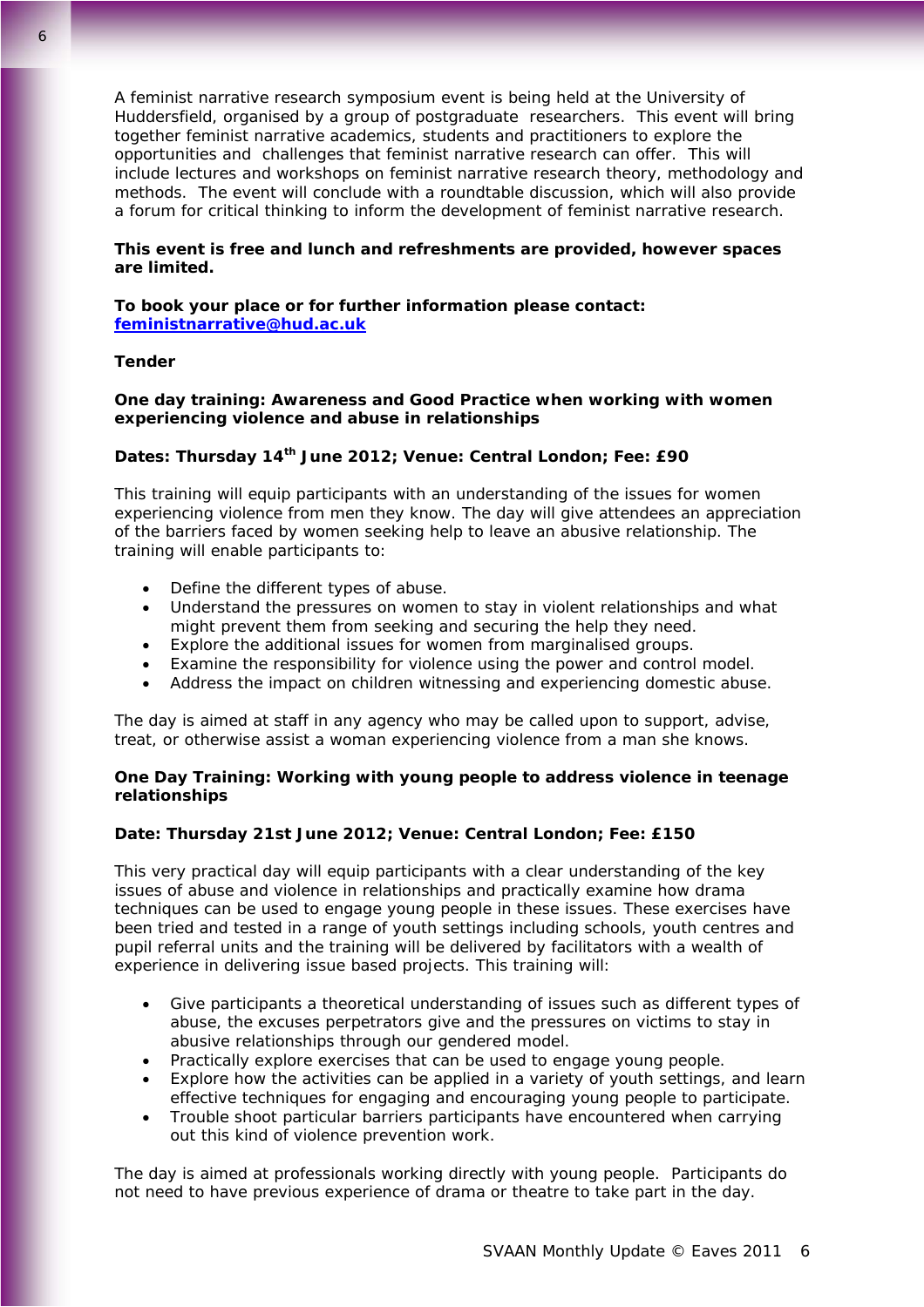A feminist narrative research symposium event is being held at the University of Huddersfield, organised by a group of postgraduate researchers. This event will bring together feminist narrative academics, students and practitioners to explore the opportunities and challenges that feminist narrative research can offer. This will include lectures and workshops on feminist narrative research theory, methodology and methods. The event will conclude with a roundtable discussion, which will also provide a forum for critical thinking to inform the development of feminist narrative research.

**This event is free and lunch and refreshments are provided, however spaces are limited.**

**To book your place or for further information please contact:** **feministnarrative@hud.ac.uk**

**Tender**

**One day training: Awareness and Good Practice when working with women experiencing violence and abuse in relationships**

**Dates: Thursday 14th June 2012; Venue: Central London; Fee: £90**

This training will equip participants with an understanding of the issues for women experiencing violence from men they know. The day will give attendees an appreciation of the barriers faced by women seeking help to leave an abusive relationship. The training will enable participants to:

- Define the different types of abuse.
- Understand the pressures on women to stay in violent relationships and what might prevent them from seeking and securing the help they need.
- Explore the additional issues for women from marginalised groups.
- Examine the responsibility for violence using the power and control model.
- Address the impact on children witnessing and experiencing domestic abuse.

The day is aimed at staff in any agency who may be called upon to support, advise, treat, or otherwise assist a woman experiencing violence from a man she knows.

**One Day Training: Working with young people to address violence in teenage relationships**

**Date: Thursday 21st June 2012; Venue: Central London; Fee: £150**

This very practical day will equip participants with a clear understanding of the key issues of abuse and violence in relationships and practically examine how drama techniques can be used to engage young people in these issues. These exercises have been tried and tested in a range of youth settings including schools, youth centres and pupil referral units and the training will be delivered by facilitators with a wealth of experience in delivering issue based projects. This training will:

- Give participants a theoretical understanding of issues such as different types of abuse, the excuses perpetrators give and the pressures on victims to stay in abusive relationships through our gendered model.
- Practically explore exercises that can be used to engage young people.
- Explore how the activities can be applied in a variety of youth settings, and learn effective techniques for engaging and encouraging young people to participate.
- Trouble shoot particular barriers participants have encountered when carrying out this kind of violence prevention work.

The day is aimed at professionals working directly with young people. Participants do not need to have previous experience of drama or theatre to take part in the day.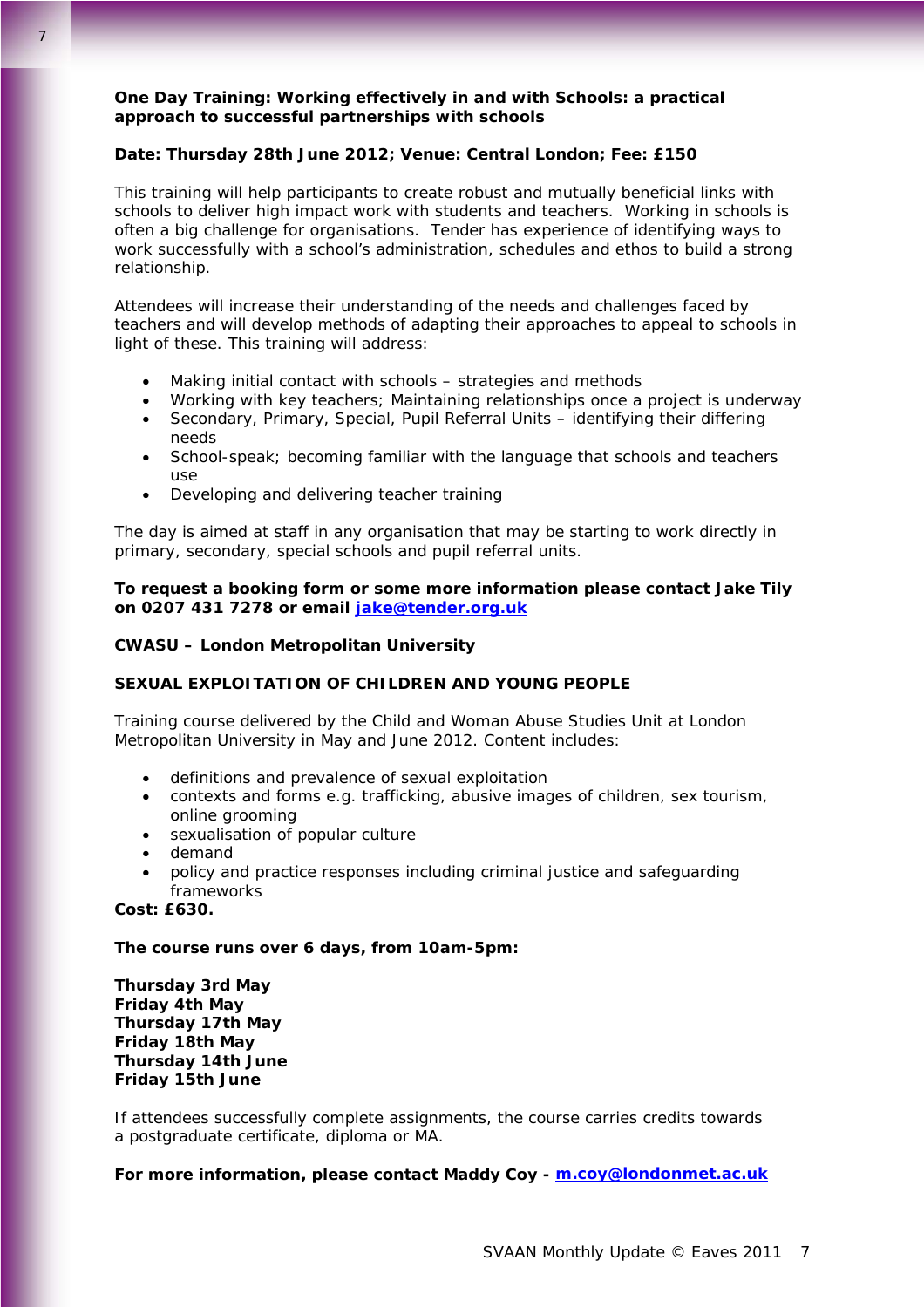**One Day Training: Working effectively in and with Schools: a practical approach to successful partnerships with schools**

**Date: Thursday 28th June 2012; Venue: Central London; Fee: £150**

This training will help participants to create robust and mutually beneficial links with schools to deliver high impact work with students and teachers. Working in schools is often a big challenge for organisations. Tender has experience of identifying ways to work successfully with a school's administration, schedules and ethos to build a strong relationship.

Attendees will increase their understanding of the needs and challenges faced by teachers and will develop methods of adapting their approaches to appeal to schools in light of these. This training will address:

- Making initial contact with schools – strategies and methods
- Working with key teachers; Maintaining relationships once a project is underway
- Secondary, Primary, Special, Pupil Referral Units – identifying their differing needs
- School-speak; becoming familiar with the language that schools and teachers use
- Developing and delivering teacher training

The day is aimed at staff in any organisation that may be starting to work directly in primary, secondary, special schools and pupil referral units.

**To request a booking form or some more information please contact Jake Tily on 0207 431 7278 or email [jake@tender.org.uk](mailto:jake@tender.org.uk)**

**CWASU – London Metropolitan University**

**SEXUAL EXPLOITATION OF CHILDREN AND YOUNG PEOPLE**

Training course delivered by the Child and Woman Abuse Studies Unit at London Metropolitan University in May and June 2012. Content includes:

- definitions and prevalence of sexual exploitation
- contexts and forms e.g. trafficking, abusive images of children, sex tourism, online grooming
- sexualisation of popular culture
- demand
- policy and practice responses including criminal justice and safeguarding frameworks

**Cost: £630.**

**The course runs over 6 days, from 10am-5pm:**

**Thursday 3rd May**
**Friday 4th May**
**Thursday 17th May**
**Friday 18th May**
**Thursday 14th June**
**Friday 15th June**

If attendees successfully complete assignments, the course carries credits towards a postgraduate certificate, diploma or MA.

**For more information, please contact Maddy Coy - [m.coy@londonmet.ac.uk](mailto:m.coy@londonmet.ac.uk)**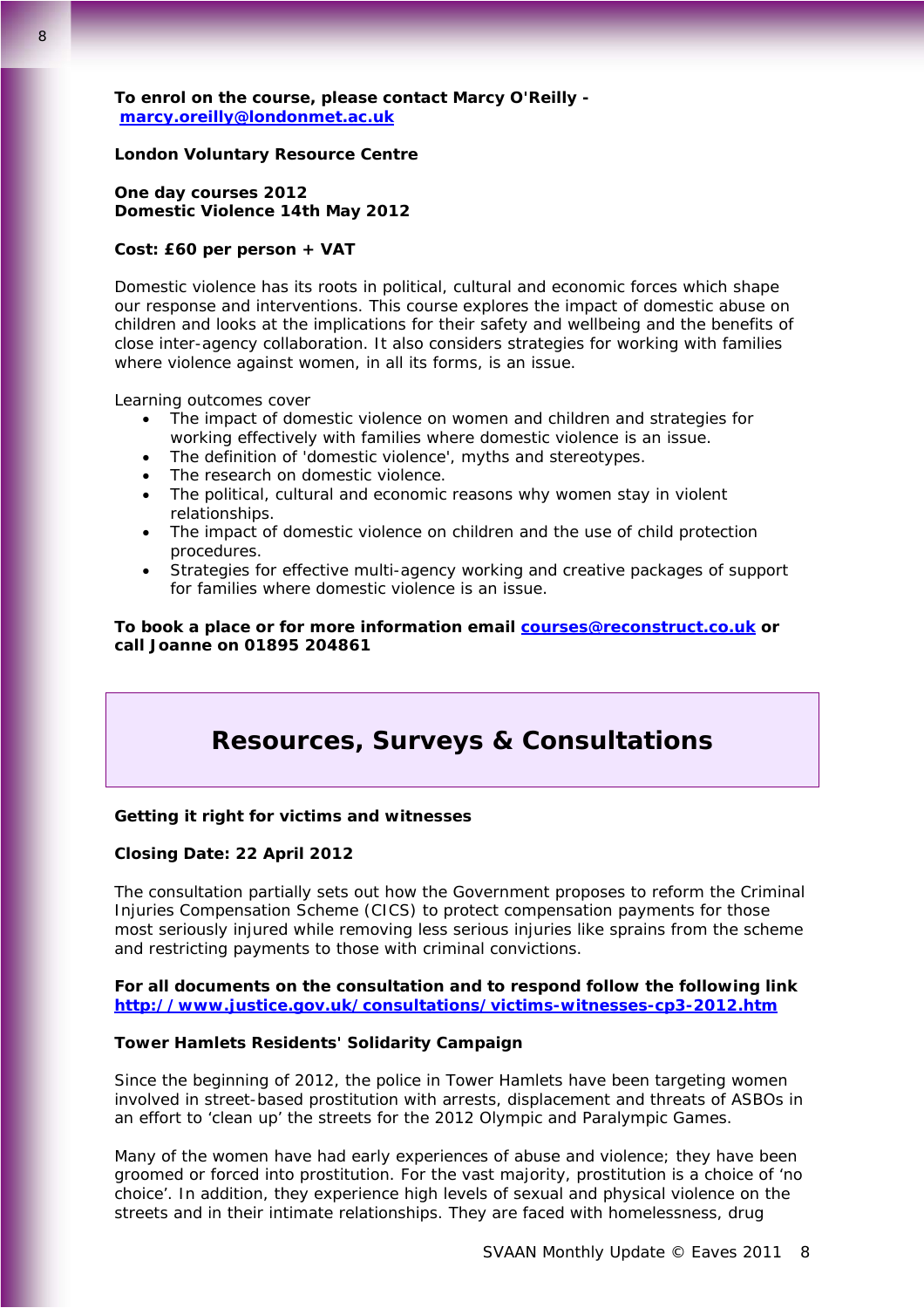**To enrol on the course, please contact Marcy O'Reilly -**
**marcy.oreilly@londonmet.ac.uk**

**London Voluntary Resource Centre**

**One day courses 2012**
**Domestic Violence 14th May 2012**

**Cost: £60 per person + VAT**

Domestic violence has its roots in political, cultural and economic forces which shape our response and interventions. This course explores the impact of domestic abuse on children and looks at the implications for their safety and wellbeing and the benefits of close inter-agency collaboration. It also considers strategies for working with families where violence against women, in all its forms, is an issue.

Learning outcomes cover

- The impact of domestic violence on women and children and strategies for working effectively with families where domestic violence is an issue.
- The definition of 'domestic violence', myths and stereotypes.
- The research on domestic violence.
- The political, cultural and economic reasons why women stay in violent relationships.
- The impact of domestic violence on children and the use of child protection procedures.
- Strategies for effective multi-agency working and creative packages of support for families where domestic violence is an issue.

**To book a place or for more information email courses@reconstruct.co.uk or call Joanne on 01895 204861**

## Resources, Surveys & Consultations

**Getting it right for victims and witnesses**

**Closing Date: 22 April 2012**

The consultation partially sets out how the Government proposes to reform the Criminal Injuries Compensation Scheme (CICS) to protect compensation payments for those most seriously injured while removing less serious injuries like sprains from the scheme and restricting payments to those with criminal convictions.

**For all documents on the consultation and to respond follow the following link http://www.justice.gov.uk/consultations/victims-witnesses-cp3-2012.htm**

**Tower Hamlets Residents' Solidarity Campaign**

Since the beginning of 2012, the police in Tower Hamlets have been targeting women involved in street-based prostitution with arrests, displacement and threats of ASBOs in an effort to 'clean up' the streets for the 2012 Olympic and Paralympic Games.

Many of the women have had early experiences of abuse and violence; they have been groomed or forced into prostitution. For the vast majority, prostitution is a choice of 'no choice'. In addition, they experience high levels of sexual and physical violence on the streets and in their intimate relationships. They are faced with homelessness, drug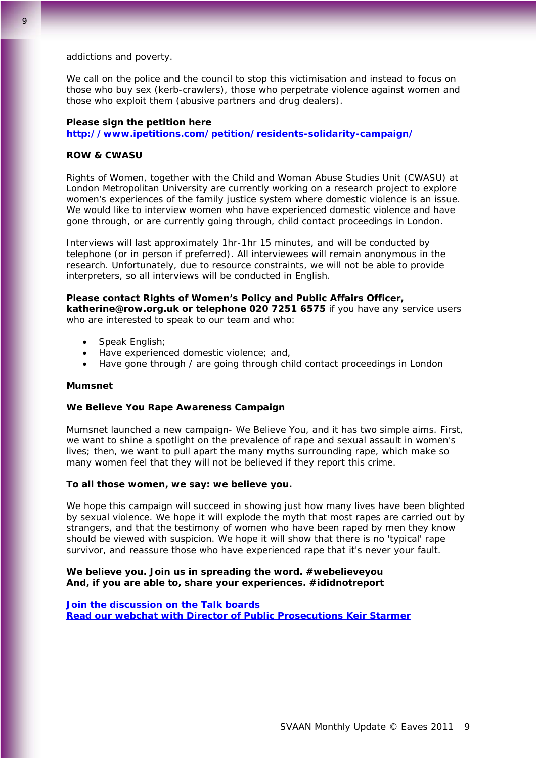addictions and poverty.

We call on the police and the council to stop this victimisation and instead to focus on those who buy sex (kerb-crawlers), those who perpetrate violence against women and those who exploit them (abusive partners and drug dealers).

**Please sign the petition here**
**http://www.ipetitions.com/petition/residents-solidarity-campaign/**

**ROW & CWASU**

Rights of Women, together with the Child and Woman Abuse Studies Unit (CWASU) at London Metropolitan University are currently working on a research project to explore women's experiences of the family justice system where domestic violence is an issue. We would like to interview women who have experienced domestic violence and have gone through, or are currently going through, child contact proceedings in London.

Interviews will last approximately 1hr-1hr 15 minutes, and will be conducted by telephone (or in person if preferred). All interviewees will remain anonymous in the research. Unfortunately, due to resource constraints, we will not be able to provide interpreters, so all interviews will be conducted in English.

**Please contact Rights of Women's Policy and Public Affairs Officer, katherine@row.org.uk or telephone 020 7251 6575** if you have any service users who are interested to speak to our team and who:

- Speak English;
- Have experienced domestic violence; and,
- Have gone through / are going through child contact proceedings in London

**Mumsnet**

**We Believe You Rape Awareness Campaign**

Mumsnet launched a new campaign- We Believe You, and it has two simple aims. First, we want to shine a spotlight on the prevalence of rape and sexual assault in women's lives; then, we want to pull apart the many myths surrounding rape, which make so many women feel that they will not be believed if they report this crime.

**To all those women, we say: we believe you.**

We hope this campaign will succeed in showing just how many lives have been blighted by sexual violence. We hope it will explode the myth that most rapes are carried out by strangers, and that the testimony of women who have been raped by men they know should be viewed with suspicion. We hope it will show that there is no 'typical' rape survivor, and reassure those who have experienced rape that it's never your fault.

**We believe you. Join us in spreading the word. #webelieveyou**
**And, if you are able to, share your experiences. #ididnotreport**

**Join the discussion on the Talk boards**
**Read our webchat with Director of Public Prosecutions Keir Starmer**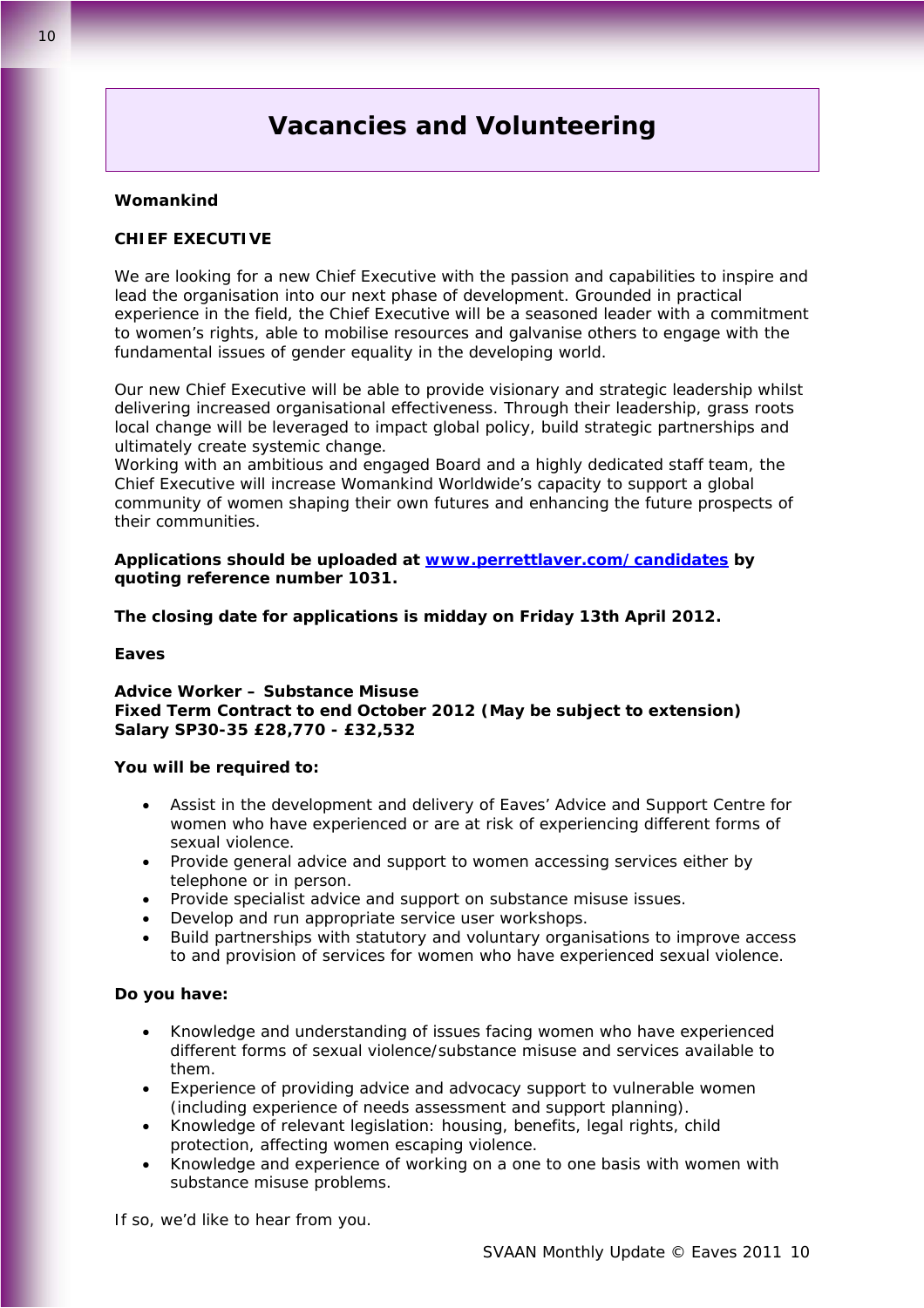# Vacancies and Volunteering

**Womankind**

**CHIEF EXECUTIVE**

We are looking for a new Chief Executive with the passion and capabilities to inspire and lead the organisation into our next phase of development. Grounded in practical experience in the field, the Chief Executive will be a seasoned leader with a commitment to women's rights, able to mobilise resources and galvanise others to engage with the fundamental issues of gender equality in the developing world.

Our new Chief Executive will be able to provide visionary and strategic leadership whilst delivering increased organisational effectiveness. Through their leadership, grass roots local change will be leveraged to impact global policy, build strategic partnerships and ultimately create systemic change.
Working with an ambitious and engaged Board and a highly dedicated staff team, the Chief Executive will increase Womankind Worldwide's capacity to support a global community of women shaping their own futures and enhancing the future prospects of their communities.

**Applications should be uploaded at [www.perrettlaver.com/candidates](www.perrettlaver.com/candidates) by quoting reference number 1031.**

**The closing date for applications is midday on Friday 13th April 2012.**

**Eaves**

**Advice Worker – Substance Misuse**
**Fixed Term Contract to end October 2012 (May be subject to extension)**
**Salary SP30-35 £28,770 - £32,532**

**You will be required to:**

- Assist in the development and delivery of Eaves' Advice and Support Centre for women who have experienced or are at risk of experiencing different forms of sexual violence.
- Provide general advice and support to women accessing services either by telephone or in person.
- Provide specialist advice and support on substance misuse issues.
- Develop and run appropriate service user workshops.
- Build partnerships with statutory and voluntary organisations to improve access to and provision of services for women who have experienced sexual violence.

**Do you have:**

- Knowledge and understanding of issues facing women who have experienced different forms of sexual violence/substance misuse and services available to them.
- Experience of providing advice and advocacy support to vulnerable women (including experience of needs assessment and support planning).
- Knowledge of relevant legislation: housing, benefits, legal rights, child protection, affecting women escaping violence.
- Knowledge and experience of working on a one to one basis with women with substance misuse problems.

If so, we'd like to hear from you.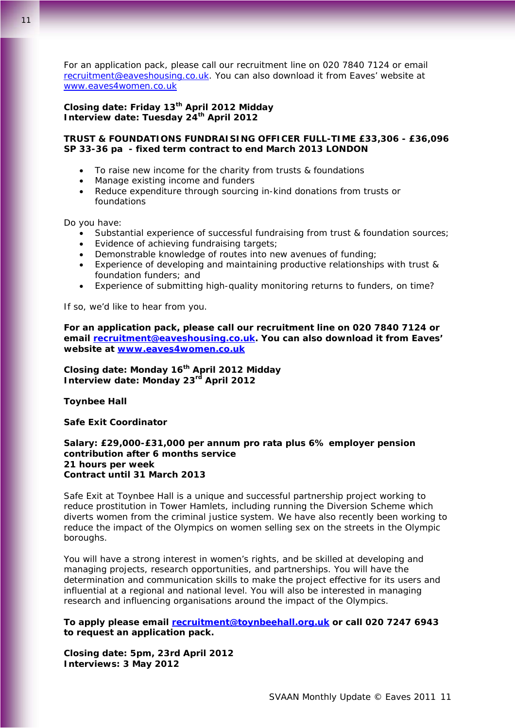For an application pack, please call our recruitment line on 020 7840 7124 or email recruitment@eaveshousing.co.uk. You can also download it from Eaves' website at www.eaves4women.co.uk

**Closing date: Friday 13th April 2012 Midday**
**Interview date: Tuesday 24th April 2012**

**TRUST & FOUNDATIONS FUNDRAISING OFFICER FULL-TIME £33,306 - £36,096 SP 33-36 pa - fixed term contract to end March 2013 LONDON**

- To raise new income for the charity from trusts & foundations
- Manage existing income and funders
- Reduce expenditure through sourcing in-kind donations from trusts or foundations

Do you have:

- Substantial experience of successful fundraising from trust & foundation sources;
- Evidence of achieving fundraising targets;
- Demonstrable knowledge of routes into new avenues of funding;
- Experience of developing and maintaining productive relationships with trust & foundation funders; and
- Experience of submitting high-quality monitoring returns to funders, on time?

If so, we'd like to hear from you.

**For an application pack, please call our recruitment line on 020 7840 7124 or email recruitment@eaveshousing.co.uk. You can also download it from Eaves' website at www.eaves4women.co.uk**

**Closing date: Monday 16th April 2012 Midday**
**Interview date: Monday 23rd April 2012**

**Toynbee Hall**

**Safe Exit Coordinator**

**Salary: £29,000-£31,000 per annum pro rata plus 6% employer pension contribution after 6 months service**
**21 hours per week**
**Contract until 31 March 2013**

Safe Exit at Toynbee Hall is a unique and successful partnership project working to reduce prostitution in Tower Hamlets, including running the Diversion Scheme which diverts women from the criminal justice system. We have also recently been working to reduce the impact of the Olympics on women selling sex on the streets in the Olympic boroughs.

You will have a strong interest in women's rights, and be skilled at developing and managing projects, research opportunities, and partnerships. You will have the determination and communication skills to make the project effective for its users and influential at a regional and national level. You will also be interested in managing research and influencing organisations around the impact of the Olympics.

**To apply please email recruitment@toynbeehall.org.uk or call 020 7247 6943 to request an application pack.**

**Closing date: 5pm, 23rd April 2012**
**Interviews: 3 May 2012**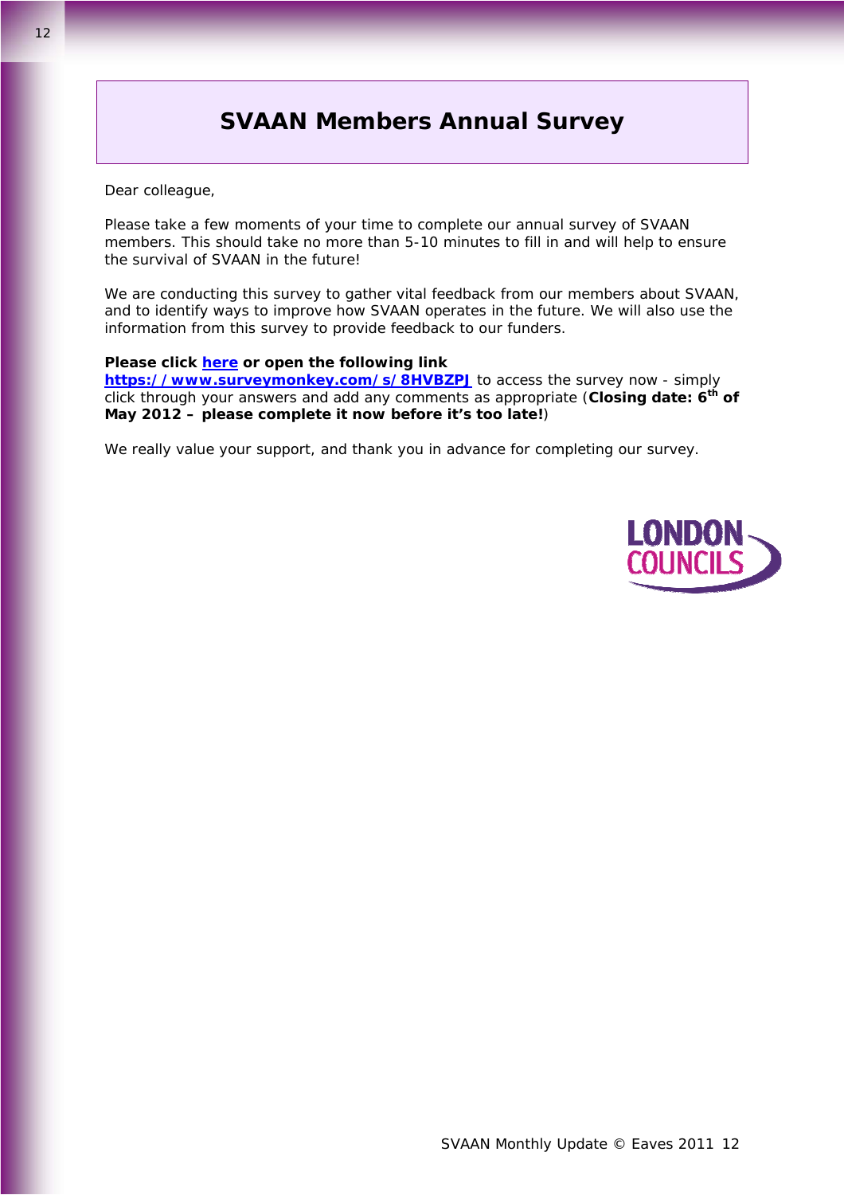# SVAAN Members Annual Survey

Dear colleague,

Please take a few moments of your time to complete our annual survey of SVAAN members. This should take no more than 5-10 minutes to fill in and will help to ensure the survival of SVAAN in the future!

We are conducting this survey to gather vital feedback from our members about SVAAN, and to identify ways to improve how SVAAN operates in the future. We will also use the information from this survey to provide feedback to our funders.

**Please click here or open the following link**
**https://www.surveymonkey.com/s/8HVBZPJ** to access the survey now - simply click through your answers and add any comments as appropriate (**Closing date: 6th of May 2012 – please complete it now before it's too late!**)

We really value your support, and thank you in advance for completing our survey.

LONDON COUNCILS